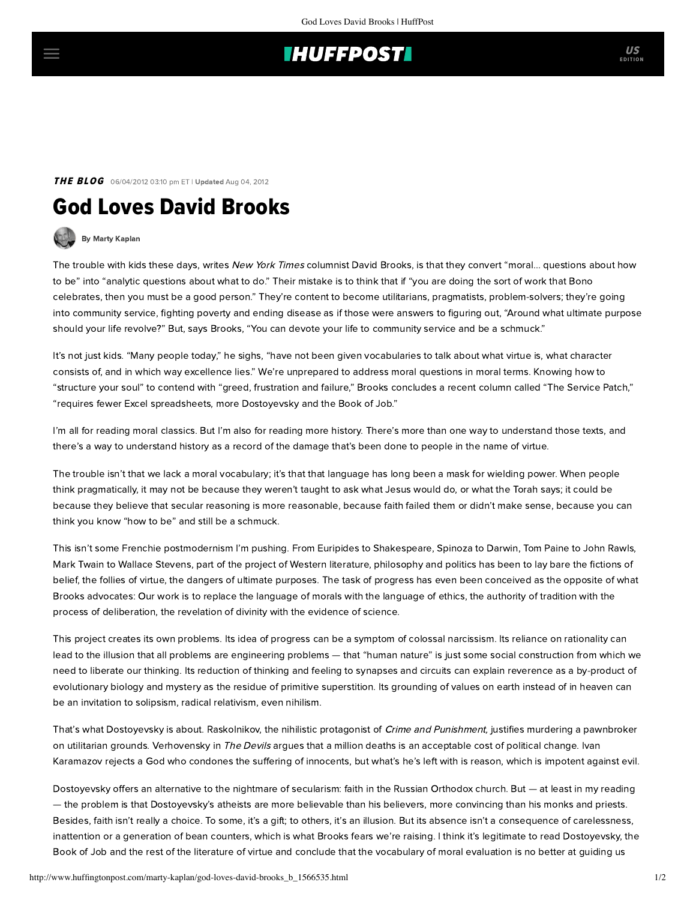**THE BLOG** 06/04/2012 03:10 pm ET | **Updated** Aug 04, 2012

# God Loves David Brooks

By Marty Kaplan

The trouble with kids these days, writes *New York Times* columnist David Brooks, is that they convert "moral... questions about how to be" into "analytic questions about what to do." Their mistake is to think that if "you are doing the sort of work that Bono celebrates, then you must be a good person." They're content to become utilitarians, pragmatists, problem-solvers; they're going into community service, fighting poverty and ending disease as if those were answers to figuring out, "Around what ultimate purpose should your life revolve?" But, says Brooks, "You can devote your life to community service and be a schmuck."

It's not just kids. "Many people today," he sighs, "have not been given vocabularies to talk about what virtue is, what character consists of, and in which way excellence lies." We're unprepared to address moral questions in moral terms. Knowing how to "structure your soul" to contend with "greed, frustration and failure," Brooks concludes a recent column called "The Service Patch," "requires fewer Excel spreadsheets, more Dostoyevsky and the Book of Job."

I'm all for reading moral classics. But I'm also for reading more history. There's more than one way to understand those texts, and there's a way to understand history as a record of the damage that's been done to people in the name of virtue.

The trouble isn't that we lack a moral vocabulary; it's that that language has long been a mask for wielding power. When people think pragmatically, it may not be because they weren't taught to ask what Jesus would do, or what the Torah says; it could be because they believe that secular reasoning is more reasonable, because faith failed them or didn't make sense, because you can think you know "how to be" and still be a schmuck.

This isn't some Frenchie postmodernism I'm pushing. From Euripides to Shakespeare, Spinoza to Darwin, Tom Paine to John Rawls, Mark Twain to Wallace Stevens, part of the project of Western literature, philosophy and politics has been to lay bare the fictions of belief, the follies of virtue, the dangers of ultimate purposes. The task of progress has even been conceived as the opposite of what Brooks advocates: Our work is to replace the language of morals with the language of ethics, the authority of tradition with the process of deliberation, the revelation of divinity with the evidence of science.

This project creates its own problems. Its idea of progress can be a symptom of colossal narcissism. Its reliance on rationality can lead to the illusion that all problems are engineering problems — that "human nature" is just some social construction from which we need to liberate our thinking. Its reduction of thinking and feeling to synapses and circuits can explain reverence as a by-product of evolutionary biology and mystery as the residue of primitive superstition. Its grounding of values on earth instead of in heaven can be an invitation to solipsism, radical relativism, even nihilism.

That's what Dostoyevsky is about. Raskolnikov, the nihilistic protagonist of *Crime and Punishment,* justifies murdering a pawnbroker on utilitarian grounds. Verhovensky in *The Devils* argues that a million deaths is an acceptable cost of political change. Ivan Karamazov rejects a God who condones the suffering of innocents, but what's he's left with is reason, which is impotent against evil.

Dostoyevsky offers an alternative to the nightmare of secularism: faith in the Russian Orthodox church. But — at least in my reading — the problem is that Dostoyevsky's atheists are more believable than his believers, more convincing than his monks and priests. Besides, faith isn't really a choice. To some, it's a gift; to others, it's an illusion. But its absence isn't a consequence of carelessness, inattention or a generation of bean counters, which is what Brooks fears we're raising. I think it's legitimate to read Dostoyevsky, the Book of Job and the rest of the literature of virtue and conclude that the vocabulary of moral evaluation is no better at guiding us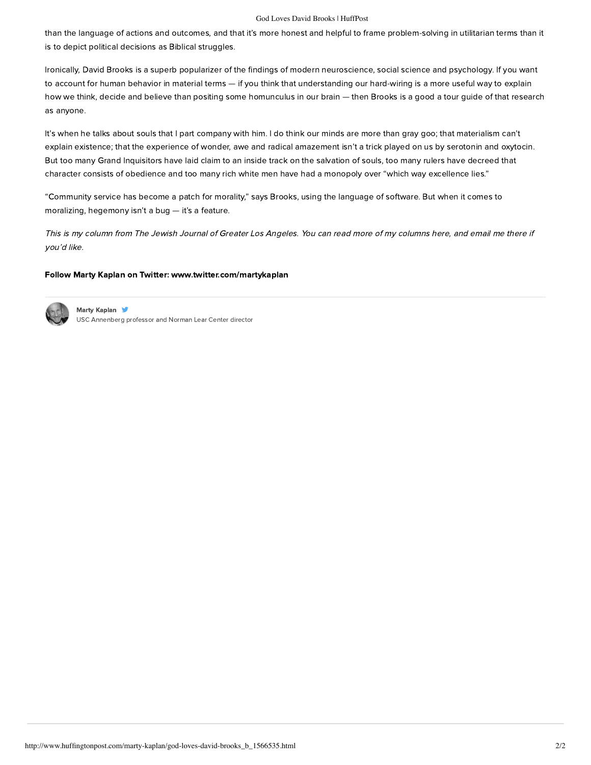than the language of actions and outcomes, and that it's more honest and helpful to frame problem-solving in utilitarian terms than it is to depict political decisions as Biblical struggles.

Ironically, David Brooks is a superb popularizer of the findings of modern neuroscience, social science and psychology. If you want to account for human behavior in material terms — if you think that understanding our hard-wiring is a more useful way to explain how we think, decide and believe than positing some homunculus in our brain — then Brooks is a good a tour guide of that research as anyone.

It's when he talks about souls that I part company with him. I do think our minds are more than gray goo; that materialism can't explain existence; that the experience of wonder, awe and radical amazement isn't a trick played on us by serotonin and oxytocin. But too many Grand Inquisitors have laid claim to an inside track on the salvation of souls, too many rulers have decreed that character consists of obedience and too many rich white men have had a monopoly over "which way excellence lies."

"Community service has become a patch for morality," says Brooks, using the language of software. But when it comes to moralizing, hegemony isn't a bug — it's a feature.

*This is my column from The Jewish Journal of Greater Los Angeles. You can read more of my columns here, and email me there if you'd like.*

**Follow Marty Kaplan on Twitter: www.twitter.com/martykaplan**

---

**Marty Kaplan**
USC Annenberg professor and Norman Lear Center director